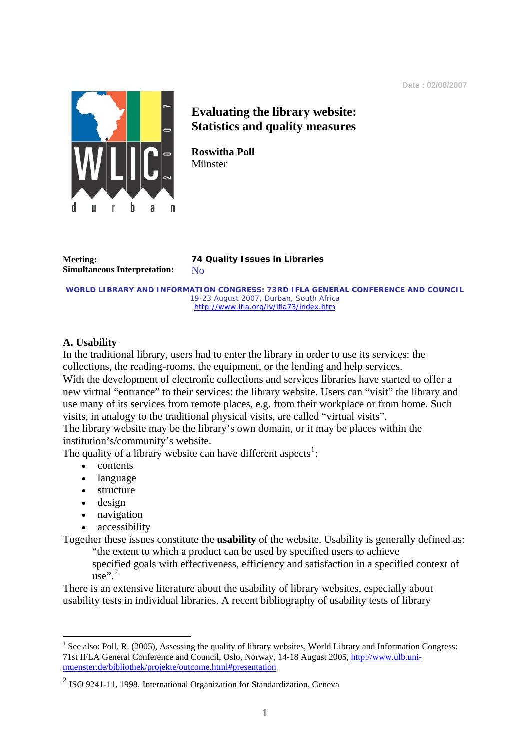Date : 02/08/2007

# Evaluating the library website: Statistics and quality measures

**Roswitha Poll**
Münster

**Meeting:** **74 Quality Issues in Libraries**
**Simultaneous Interpretation:** No

**WORLD LIBRARY AND INFORMATION CONGRESS: 73RD IFLA GENERAL CONFERENCE AND COUNCIL**
19-23 August 2007, Durban, South Africa
http://www.ifla.org/iv/ifla73/index.htm

## A. Usability

In the traditional library, users had to enter the library in order to use its services: the collections, the reading-rooms, the equipment, or the lending and help services.
With the development of electronic collections and services libraries have started to offer a new virtual "entrance" to their services: the library website. Users can "visit" the library and use many of its services from remote places, e.g. from their workplace or from home. Such visits, in analogy to the traditional physical visits, are called "virtual visits".
The library website may be the library's own domain, or it may be places within the institution's/community's website.
The quality of a library website can have different aspects[1]:

- contents
- language
- structure
- design
- navigation
- accessibility

Together these issues constitute the **usability** of the website. Usability is generally defined as:

> "the extent to which a product can be used by specified users to achieve specified goals with effectiveness, efficiency and satisfaction in a specified context of use".[2]

There is an extensive literature about the usability of library websites, especially about usability tests in individual libraries. A recent bibliography of usability tests of library

---

[1] See also: Poll, R. (2005), Assessing the quality of library websites, World Library and Information Congress: 71st IFLA General Conference and Council, Oslo, Norway, 14-18 August 2005, http://www.ulb.uni-muenster.de/bibliothek/projekte/outcome.html#presentation

[2] ISO 9241-11, 1998, International Organization for Standardization, Geneva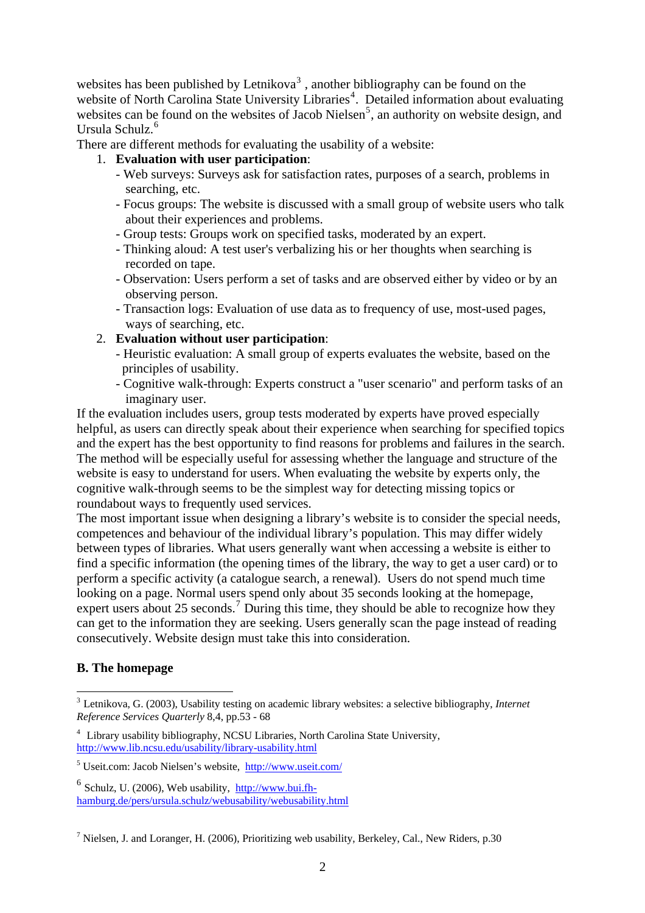websites has been published by Letnikova[3] , another bibliography can be found on the website of North Carolina State University Libraries[4]. Detailed information about evaluating websites can be found on the websites of Jacob Nielsen[5], an authority on website design, and Ursula Schulz.[6]

There are different methods for evaluating the usability of a website:

1. **Evaluation with user participation**:
   - Web surveys: Surveys ask for satisfaction rates, purposes of a search, problems in searching, etc.
   - Focus groups: The website is discussed with a small group of website users who talk about their experiences and problems.
   - Group tests: Groups work on specified tasks, moderated by an expert.
   - Thinking aloud: A test user's verbalizing his or her thoughts when searching is recorded on tape.
   - Observation: Users perform a set of tasks and are observed either by video or by an observing person.
   - Transaction logs: Evaluation of use data as to frequency of use, most-used pages, ways of searching, etc.
2. **Evaluation without user participation**:
   - Heuristic evaluation: A small group of experts evaluates the website, based on the principles of usability.
   - Cognitive walk-through: Experts construct a "user scenario" and perform tasks of an imaginary user.

If the evaluation includes users, group tests moderated by experts have proved especially helpful, as users can directly speak about their experience when searching for specified topics and the expert has the best opportunity to find reasons for problems and failures in the search. The method will be especially useful for assessing whether the language and structure of the website is easy to understand for users. When evaluating the website by experts only, the cognitive walk-through seems to be the simplest way for detecting missing topics or roundabout ways to frequently used services.

The most important issue when designing a library's website is to consider the special needs, competences and behaviour of the individual library's population. This may differ widely between types of libraries. What users generally want when accessing a website is either to find a specific information (the opening times of the library, the way to get a user card) or to perform a specific activity (a catalogue search, a renewal). Users do not spend much time looking on a page. Normal users spend only about 35 seconds looking at the homepage, expert users about 25 seconds.[7] During this time, they should be able to recognize how they can get to the information they are seeking. Users generally scan the page instead of reading consecutively. Website design must take this into consideration.

## B. The homepage

---

[3] Letnikova, G. (2003), Usability testing on academic library websites: a selective bibliography, *Internet Reference Services Quarterly* 8,4, pp.53 - 68

[4] Library usability bibliography, NCSU Libraries, North Carolina State University, http://www.lib.ncsu.edu/usability/library-usability.html

[5] Useit.com: Jacob Nielsen's website, http://www.useit.com/

[6] Schulz, U. (2006), Web usability, http://www.bui.fh-hamburg.de/pers/ursula.schulz/webusability/webusability.html

[7] Nielsen, J. and Loranger, H. (2006), Prioritizing web usability, Berkeley, Cal., New Riders, p.30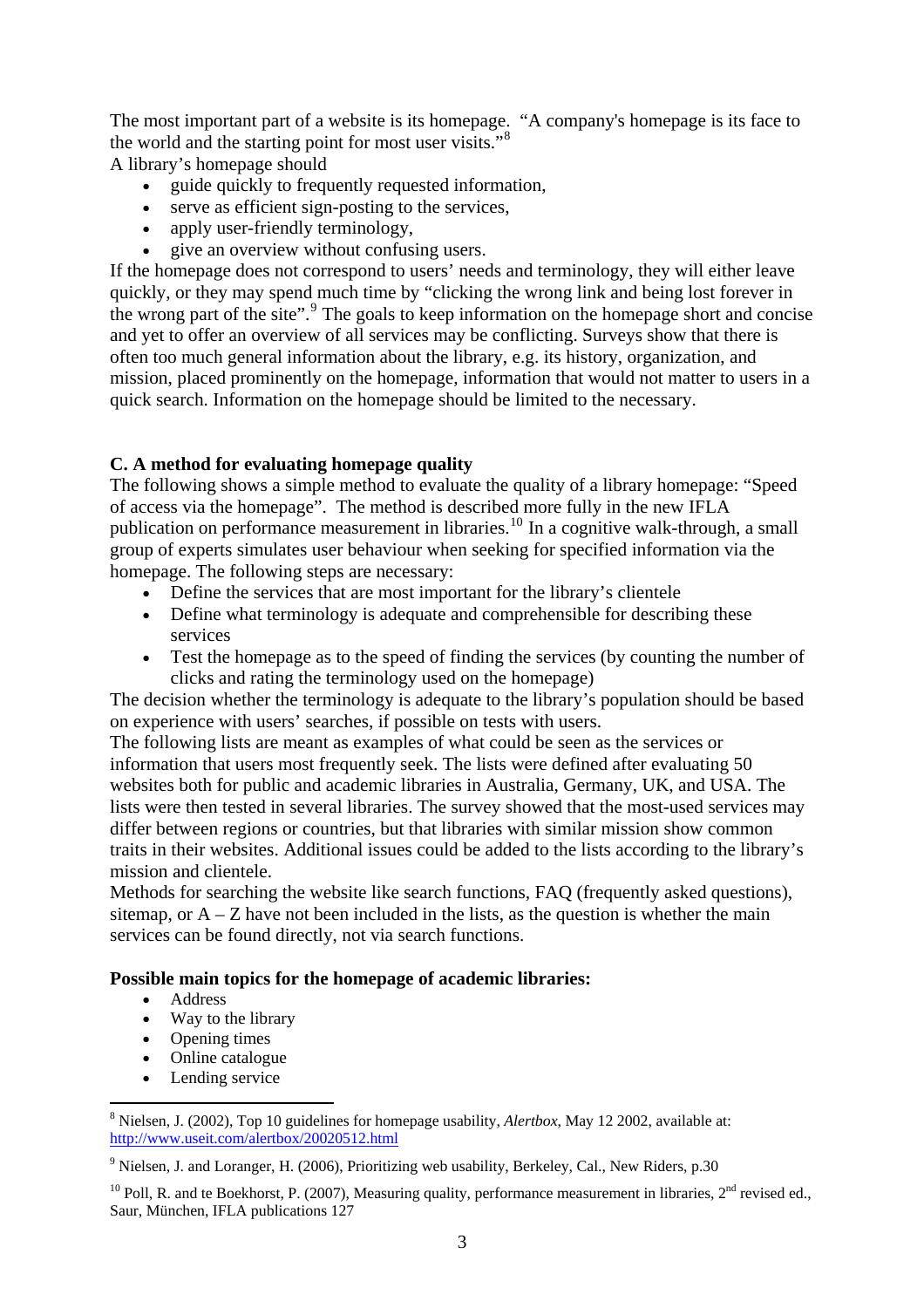The most important part of a website is its homepage. "A company's homepage is its face to the world and the starting point for most user visits."[8]

A library's homepage should

- guide quickly to frequently requested information,
- serve as efficient sign-posting to the services,
- apply user-friendly terminology,
- give an overview without confusing users.

If the homepage does not correspond to users' needs and terminology, they will either leave quickly, or they may spend much time by "clicking the wrong link and being lost forever in the wrong part of the site".[9] The goals to keep information on the homepage short and concise and yet to offer an overview of all services may be conflicting. Surveys show that there is often too much general information about the library, e.g. its history, organization, and mission, placed prominently on the homepage, information that would not matter to users in a quick search. Information on the homepage should be limited to the necessary.

### C. A method for evaluating homepage quality

The following shows a simple method to evaluate the quality of a library homepage: "Speed of access via the homepage". The method is described more fully in the new IFLA publication on performance measurement in libraries.[10] In a cognitive walk-through, a small group of experts simulates user behaviour when seeking for specified information via the homepage. The following steps are necessary:

- Define the services that are most important for the library's clientele
- Define what terminology is adequate and comprehensible for describing these services
- Test the homepage as to the speed of finding the services (by counting the number of clicks and rating the terminology used on the homepage)

The decision whether the terminology is adequate to the library's population should be based on experience with users' searches, if possible on tests with users.

The following lists are meant as examples of what could be seen as the services or information that users most frequently seek. The lists were defined after evaluating 50 websites both for public and academic libraries in Australia, Germany, UK, and USA. The lists were then tested in several libraries. The survey showed that the most-used services may differ between regions or countries, but that libraries with similar mission show common traits in their websites. Additional issues could be added to the lists according to the library's mission and clientele.

Methods for searching the website like search functions, FAQ (frequently asked questions), sitemap, or A – Z have not been included in the lists, as the question is whether the main services can be found directly, not via search functions.

**Possible main topics for the homepage of academic libraries:**

- Address
- Way to the library
- Opening times
- Online catalogue
- Lending service

---

[8] Nielsen, J. (2002), Top 10 guidelines for homepage usability, *Alertbox*, May 12 2002, available at: http://www.useit.com/alertbox/20020512.html

[9] Nielsen, J. and Loranger, H. (2006), Prioritizing web usability, Berkeley, Cal., New Riders, p.30

[10] Poll, R. and te Boekhorst, P. (2007), Measuring quality, performance measurement in libraries, 2nd revised ed., Saur, München, IFLA publications 127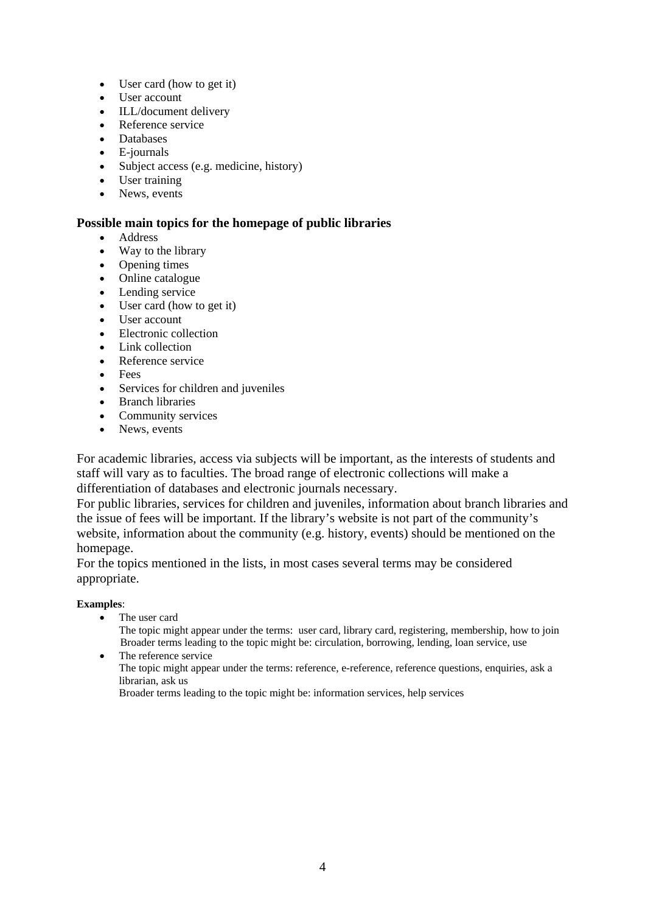- User card (how to get it)
- User account
- ILL/document delivery
- Reference service
- Databases
- E-journals
- Subject access (e.g. medicine, history)
- User training
- News, events

**Possible main topics for the homepage of public libraries**

- Address
- Way to the library
- Opening times
- Online catalogue
- Lending service
- User card (how to get it)
- User account
- Electronic collection
- Link collection
- Reference service
- Fees
- Services for children and juveniles
- Branch libraries
- Community services
- News, events

For academic libraries, access via subjects will be important, as the interests of students and staff will vary as to faculties. The broad range of electronic collections will make a differentiation of databases and electronic journals necessary.
For public libraries, services for children and juveniles, information about branch libraries and the issue of fees will be important. If the library's website is not part of the community's website, information about the community (e.g. history, events) should be mentioned on the homepage.
For the topics mentioned in the lists, in most cases several terms may be considered appropriate.

**Examples**:

- The user card
  The topic might appear under the terms: user card, library card, registering, membership, how to join
  Broader terms leading to the topic might be: circulation, borrowing, lending, loan service, use
- The reference service
  The topic might appear under the terms: reference, e-reference, reference questions, enquiries, ask a librarian, ask us
  Broader terms leading to the topic might be: information services, help services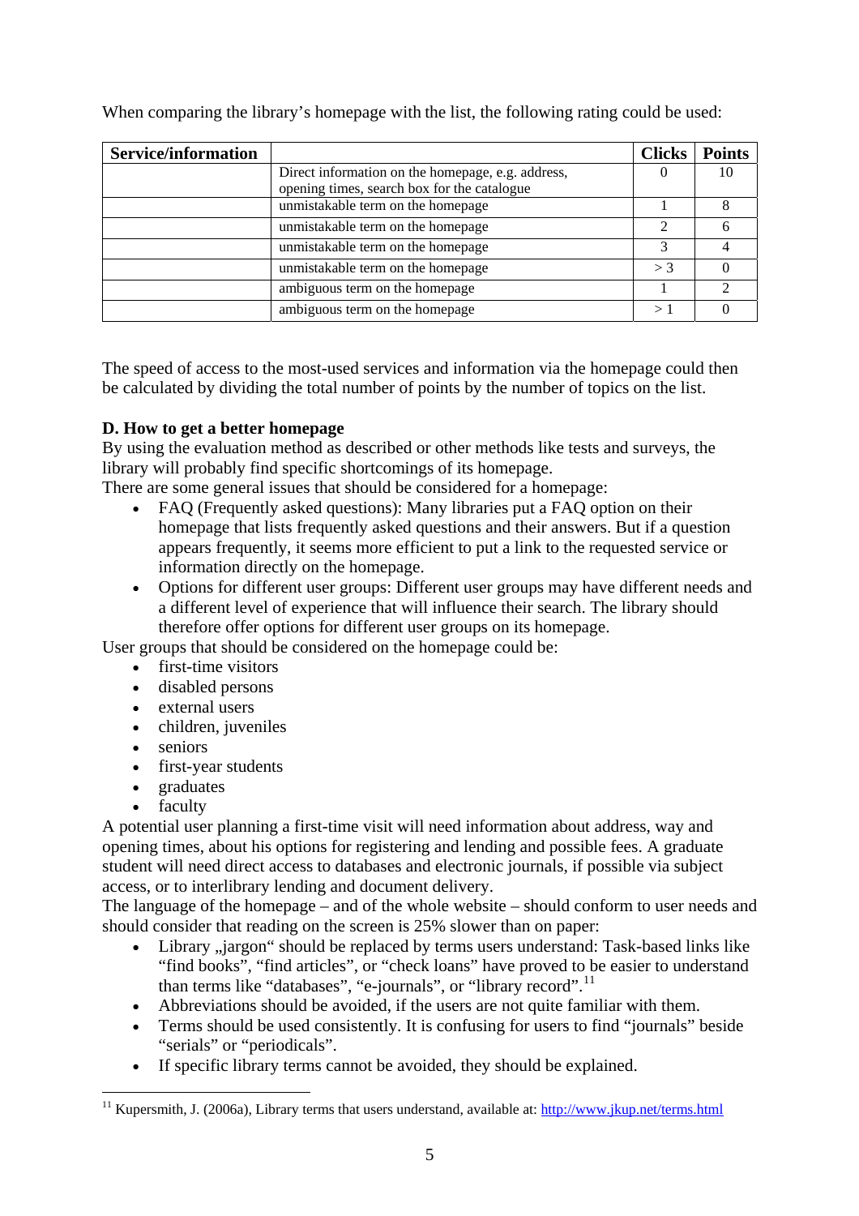When comparing the library's homepage with the list, the following rating could be used:

| Service/information | | Clicks | Points |
|---|---|---|---|
| | Direct information on the homepage, e.g. address, opening times, search box for the catalogue | 0 | 10 |
| | unmistakable term on the homepage | 1 | 8 |
| | unmistakable term on the homepage | 2 | 6 |
| | unmistakable term on the homepage | 3 | 4 |
| | unmistakable term on the homepage | > 3 | 0 |
| | ambiguous term on the homepage | 1 | 2 |
| | ambiguous term on the homepage | > 1 | 0 |

The speed of access to the most-used services and information via the homepage could then be calculated by dividing the total number of points by the number of topics on the list.

**D. How to get a better homepage**

By using the evaluation method as described or other methods like tests and surveys, the library will probably find specific shortcomings of its homepage.

There are some general issues that should be considered for a homepage:

- FAQ (Frequently asked questions): Many libraries put a FAQ option on their homepage that lists frequently asked questions and their answers. But if a question appears frequently, it seems more efficient to put a link to the requested service or information directly on the homepage.
- Options for different user groups: Different user groups may have different needs and a different level of experience that will influence their search. The library should therefore offer options for different user groups on its homepage.

User groups that should be considered on the homepage could be:

- first-time visitors
- disabled persons
- external users
- children, juveniles
- seniors
- first-year students
- graduates
- faculty

A potential user planning a first-time visit will need information about address, way and opening times, about his options for registering and lending and possible fees. A graduate student will need direct access to databases and electronic journals, if possible via subject access, or to interlibrary lending and document delivery.

The language of the homepage – and of the whole website – should conform to user needs and should consider that reading on the screen is 25% slower than on paper:

- Library „jargon" should be replaced by terms users understand: Task-based links like "find books", "find articles", or "check loans" have proved to be easier to understand than terms like "databases", "e-journals", or "library record".[11]
- Abbreviations should be avoided, if the users are not quite familiar with them.
- Terms should be used consistently. It is confusing for users to find "journals" beside "serials" or "periodicals".
- If specific library terms cannot be avoided, they should be explained.

[11] Kupersmith, J. (2006a), Library terms that users understand, available at: http://www.jkup.net/terms.html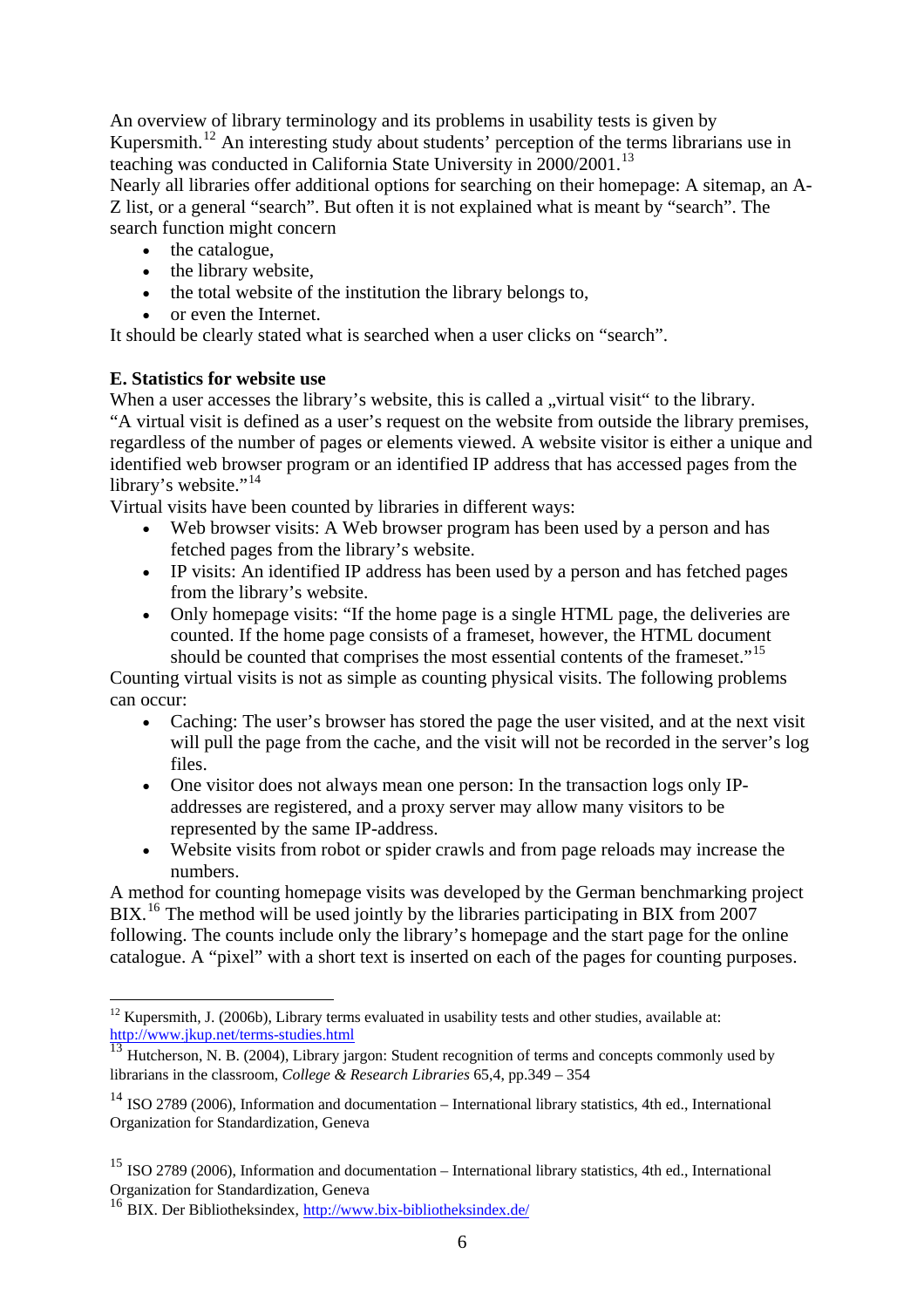An overview of library terminology and its problems in usability tests is given by Kupersmith.[12] An interesting study about students' perception of the terms librarians use in teaching was conducted in California State University in 2000/2001.[13]

Nearly all libraries offer additional options for searching on their homepage: A sitemap, an A-Z list, or a general "search". But often it is not explained what is meant by "search". The search function might concern

- the catalogue,
- the library website,
- the total website of the institution the library belongs to,
- or even the Internet.

It should be clearly stated what is searched when a user clicks on "search".

**E. Statistics for website use**

When a user accesses the library's website, this is called a „virtual visit" to the library.

"A virtual visit is defined as a user's request on the website from outside the library premises, regardless of the number of pages or elements viewed. A website visitor is either a unique and identified web browser program or an identified IP address that has accessed pages from the library's website."[14]

Virtual visits have been counted by libraries in different ways:

- Web browser visits: A Web browser program has been used by a person and has fetched pages from the library's website.
- IP visits: An identified IP address has been used by a person and has fetched pages from the library's website.
- Only homepage visits: "If the home page is a single HTML page, the deliveries are counted. If the home page consists of a frameset, however, the HTML document should be counted that comprises the most essential contents of the frameset."[15]

Counting virtual visits is not as simple as counting physical visits. The following problems can occur:

- Caching: The user's browser has stored the page the user visited, and at the next visit will pull the page from the cache, and the visit will not be recorded in the server's log files.
- One visitor does not always mean one person: In the transaction logs only IP-addresses are registered, and a proxy server may allow many visitors to be represented by the same IP-address.
- Website visits from robot or spider crawls and from page reloads may increase the numbers.

A method for counting homepage visits was developed by the German benchmarking project BIX.[16] The method will be used jointly by the libraries participating in BIX from 2007 following. The counts include only the library's homepage and the start page for the online catalogue. A "pixel" with a short text is inserted on each of the pages for counting purposes.

---

[12] Kupersmith, J. (2006b), Library terms evaluated in usability tests and other studies, available at: http://www.jkup.net/terms-studies.html

[13] Hutcherson, N. B. (2004), Library jargon: Student recognition of terms and concepts commonly used by librarians in the classroom, *College & Research Libraries* 65,4, pp.349 – 354

[14] ISO 2789 (2006), Information and documentation – International library statistics, 4th ed., International Organization for Standardization, Geneva

[15] ISO 2789 (2006), Information and documentation – International library statistics, 4th ed., International Organization for Standardization, Geneva

[16] BIX. Der Bibliotheksindex, http://www.bix-bibliotheksindex.de/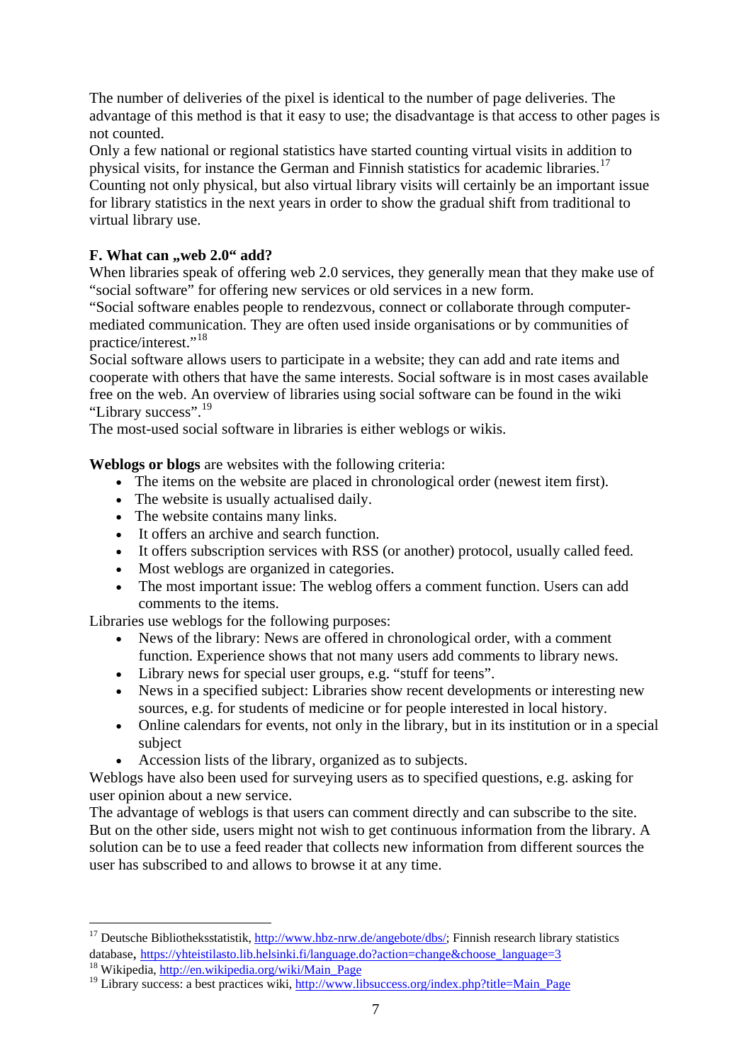The number of deliveries of the pixel is identical to the number of page deliveries. The advantage of this method is that it easy to use; the disadvantage is that access to other pages is not counted.
Only a few national or regional statistics have started counting virtual visits in addition to physical visits, for instance the German and Finnish statistics for academic libraries.[17]
Counting not only physical, but also virtual library visits will certainly be an important issue for library statistics in the next years in order to show the gradual shift from traditional to virtual library use.

**F. What can „web 2.0“ add?**

When libraries speak of offering web 2.0 services, they generally mean that they make use of "social software" for offering new services or old services in a new form.
"Social software enables people to rendezvous, connect or collaborate through computer-mediated communication. They are often used inside organisations or by communities of practice/interest."[18]
Social software allows users to participate in a website; they can add and rate items and cooperate with others that have the same interests. Social software is in most cases available free on the web. An overview of libraries using social software can be found in the wiki "Library success".[19]
The most-used social software in libraries is either weblogs or wikis.

**Weblogs or blogs** are websites with the following criteria:

- The items on the website are placed in chronological order (newest item first).
- The website is usually actualised daily.
- The website contains many links.
- It offers an archive and search function.
- It offers subscription services with RSS (or another) protocol, usually called feed.
- Most weblogs are organized in categories.
- The most important issue: The weblog offers a comment function. Users can add comments to the items.

Libraries use weblogs for the following purposes:

- News of the library: News are offered in chronological order, with a comment function. Experience shows that not many users add comments to library news.
- Library news for special user groups, e.g. "stuff for teens".
- News in a specified subject: Libraries show recent developments or interesting new sources, e.g. for students of medicine or for people interested in local history.
- Online calendars for events, not only in the library, but in its institution or in a special subject
- Accession lists of the library, organized as to subjects.

Weblogs have also been used for surveying users as to specified questions, e.g. asking for user opinion about a new service.
The advantage of weblogs is that users can comment directly and can subscribe to the site. But on the other side, users might not wish to get continuous information from the library. A solution can be to use a feed reader that collects new information from different sources the user has subscribed to and allows to browse it at any time.

---

[17] Deutsche Bibliotheksstatistik, http://www.hbz-nrw.de/angebote/dbs/; Finnish research library statistics database, https://yhteistilasto.lib.helsinki.fi/language.do?action=change&choose_language=3
[18] Wikipedia, http://en.wikipedia.org/wiki/Main_Page
[19] Library success: a best practices wiki, http://www.libsuccess.org/index.php?title=Main_Page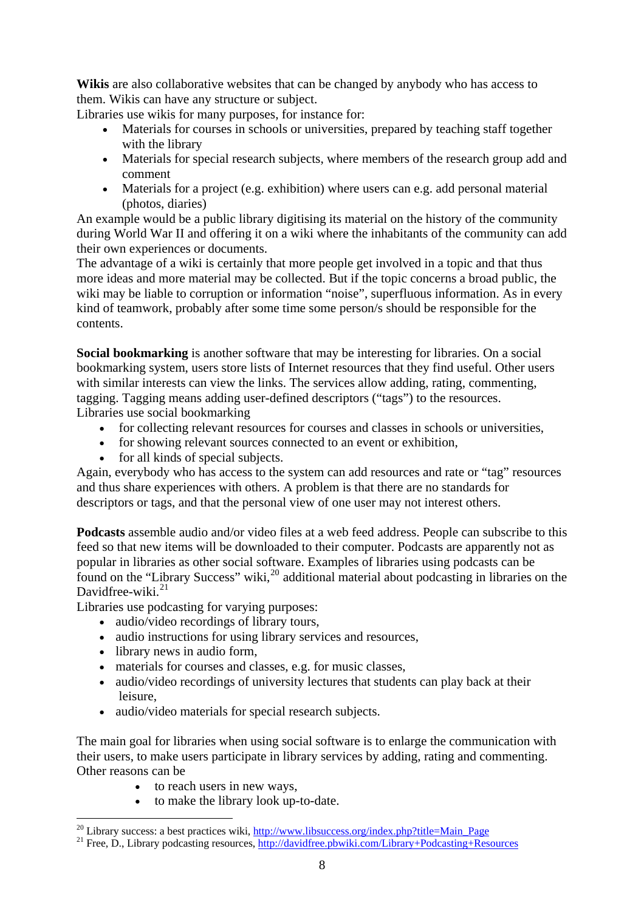**Wikis** are also collaborative websites that can be changed by anybody who has access to them. Wikis can have any structure or subject.
Libraries use wikis for many purposes, for instance for:

- Materials for courses in schools or universities, prepared by teaching staff together with the library
- Materials for special research subjects, where members of the research group add and comment
- Materials for a project (e.g. exhibition) where users can e.g. add personal material (photos, diaries)

An example would be a public library digitising its material on the history of the community during World War II and offering it on a wiki where the inhabitants of the community can add their own experiences or documents.
The advantage of a wiki is certainly that more people get involved in a topic and that thus more ideas and more material may be collected. But if the topic concerns a broad public, the wiki may be liable to corruption or information "noise", superfluous information. As in every kind of teamwork, probably after some time some person/s should be responsible for the contents.

**Social bookmarking** is another software that may be interesting for libraries. On a social bookmarking system, users store lists of Internet resources that they find useful. Other users with similar interests can view the links. The services allow adding, rating, commenting, tagging. Tagging means adding user-defined descriptors ("tags") to the resources.
Libraries use social bookmarking

- for collecting relevant resources for courses and classes in schools or universities,
- for showing relevant sources connected to an event or exhibition,
- for all kinds of special subjects.

Again, everybody who has access to the system can add resources and rate or "tag" resources and thus share experiences with others. A problem is that there are no standards for descriptors or tags, and that the personal view of one user may not interest others.

**Podcasts** assemble audio and/or video files at a web feed address. People can subscribe to this feed so that new items will be downloaded to their computer. Podcasts are apparently not as popular in libraries as other social software. Examples of libraries using podcasts can be found on the "Library Success" wiki,[20] additional material about podcasting in libraries on the Davidfree-wiki.[21]
Libraries use podcasting for varying purposes:

- audio/video recordings of library tours,
- audio instructions for using library services and resources,
- library news in audio form,
- materials for courses and classes, e.g. for music classes,
- audio/video recordings of university lectures that students can play back at their leisure,
- audio/video materials for special research subjects.

The main goal for libraries when using social software is to enlarge the communication with their users, to make users participate in library services by adding, rating and commenting. Other reasons can be

- to reach users in new ways,
- to make the library look up-to-date.

---

[20] Library success: a best practices wiki, http://www.libsuccess.org/index.php?title=Main_Page
[21] Free, D., Library podcasting resources, http://davidfree.pbwiki.com/Library+Podcasting+Resources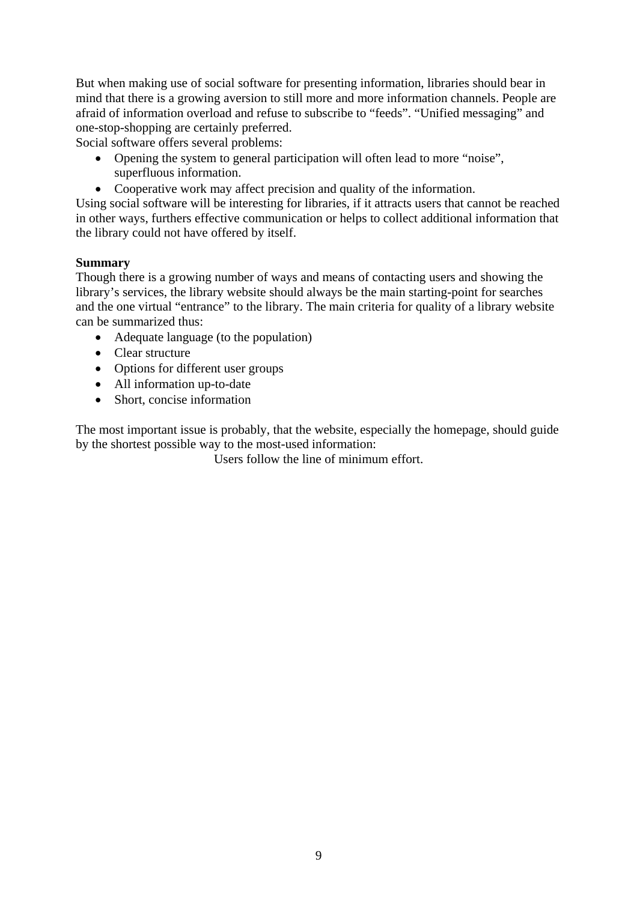But when making use of social software for presenting information, libraries should bear in mind that there is a growing aversion to still more and more information channels. People are afraid of information overload and refuse to subscribe to "feeds". "Unified messaging" and one-stop-shopping are certainly preferred.

Social software offers several problems:

- Opening the system to general participation will often lead to more "noise", superfluous information.
- Cooperative work may affect precision and quality of the information.

Using social software will be interesting for libraries, if it attracts users that cannot be reached in other ways, furthers effective communication or helps to collect additional information that the library could not have offered by itself.

**Summary**

Though there is a growing number of ways and means of contacting users and showing the library's services, the library website should always be the main starting-point for searches and the one virtual "entrance" to the library. The main criteria for quality of a library website can be summarized thus:

- Adequate language (to the population)
- Clear structure
- Options for different user groups
- All information up-to-date
- Short, concise information

The most important issue is probably, that the website, especially the homepage, should guide by the shortest possible way to the most-used information:

Users follow the line of minimum effort.